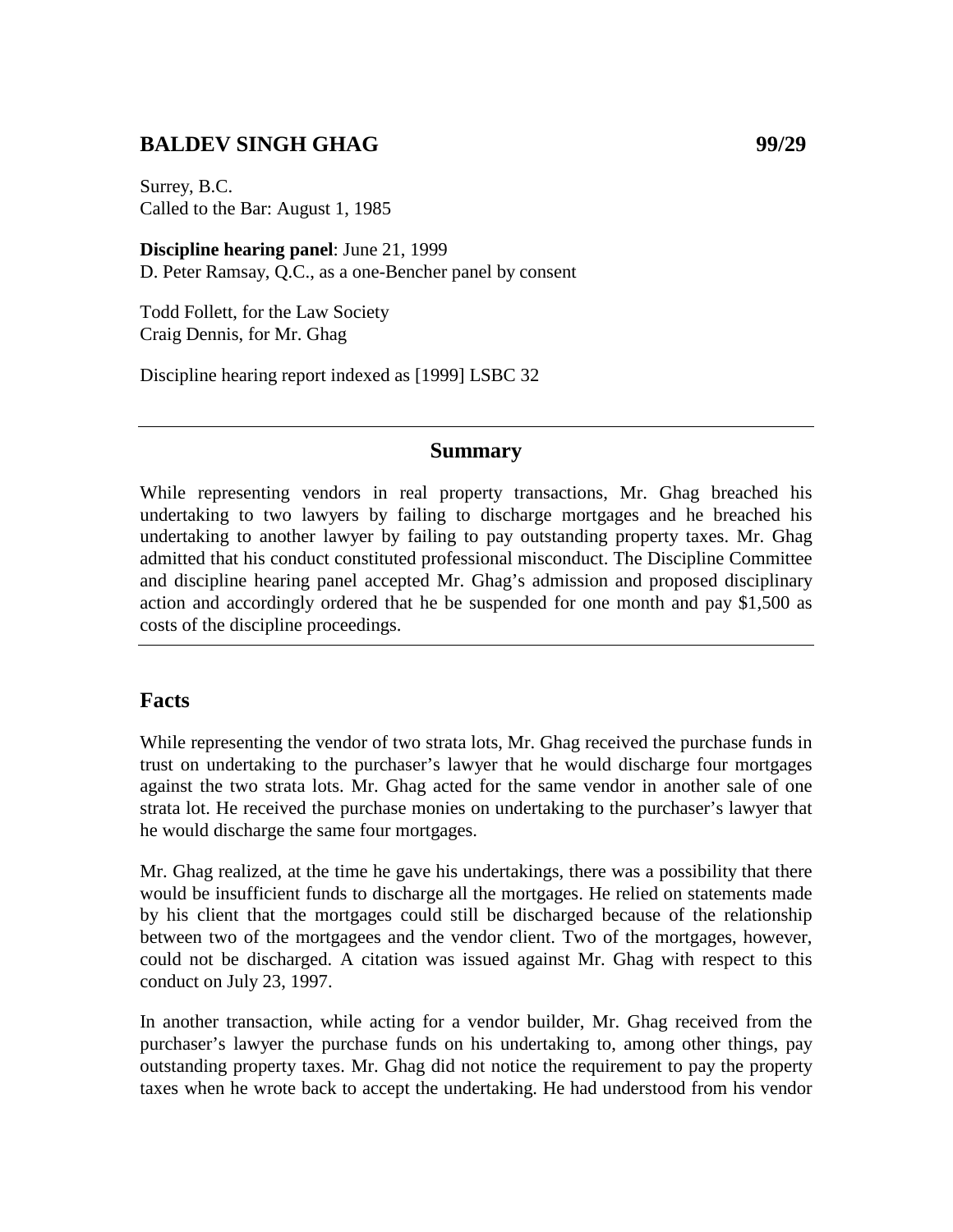## BALDEV SINGH GHAG 99/29

Surrey, B.C.
Called to the Bar: August 1, 1985

**Discipline hearing panel**: June 21, 1999
D. Peter Ramsay, Q.C., as a one-Bencher panel by consent

Todd Follett, for the Law Society
Craig Dennis, for Mr. Ghag

Discipline hearing report indexed as [1999] LSBC 32

---

### Summary

While representing vendors in real property transactions, Mr. Ghag breached his undertaking to two lawyers by failing to discharge mortgages and he breached his undertaking to another lawyer by failing to pay outstanding property taxes. Mr. Ghag admitted that his conduct constituted professional misconduct. The Discipline Committee and discipline hearing panel accepted Mr. Ghag's admission and proposed disciplinary action and accordingly ordered that he be suspended for one month and pay $1,500 as costs of the discipline proceedings.

---

## Facts

While representing the vendor of two strata lots, Mr. Ghag received the purchase funds in trust on undertaking to the purchaser's lawyer that he would discharge four mortgages against the two strata lots. Mr. Ghag acted for the same vendor in another sale of one strata lot. He received the purchase monies on undertaking to the purchaser's lawyer that he would discharge the same four mortgages.

Mr. Ghag realized, at the time he gave his undertakings, there was a possibility that there would be insufficient funds to discharge all the mortgages. He relied on statements made by his client that the mortgages could still be discharged because of the relationship between two of the mortgagees and the vendor client. Two of the mortgages, however, could not be discharged. A citation was issued against Mr. Ghag with respect to this conduct on July 23, 1997.

In another transaction, while acting for a vendor builder, Mr. Ghag received from the purchaser's lawyer the purchase funds on his undertaking to, among other things, pay outstanding property taxes. Mr. Ghag did not notice the requirement to pay the property taxes when he wrote back to accept the undertaking. He had understood from his vendor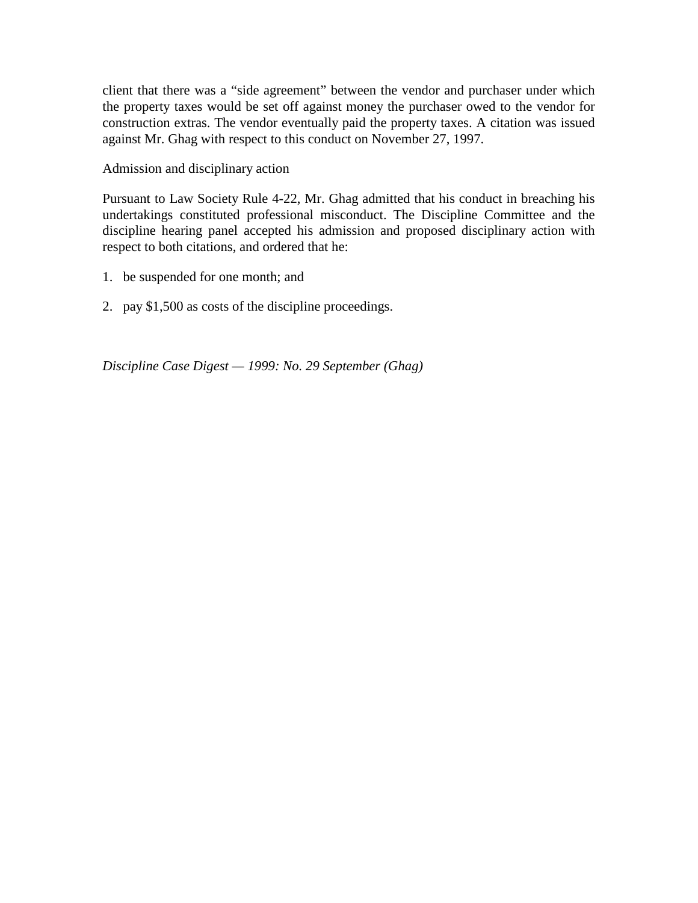client that there was a "side agreement" between the vendor and purchaser under which the property taxes would be set off against money the purchaser owed to the vendor for construction extras. The vendor eventually paid the property taxes. A citation was issued against Mr. Ghag with respect to this conduct on November 27, 1997.

## Admission and disciplinary action

Pursuant to Law Society Rule 4-22, Mr. Ghag admitted that his conduct in breaching his undertakings constituted professional misconduct. The Discipline Committee and the discipline hearing panel accepted his admission and proposed disciplinary action with respect to both citations, and ordered that he:

1. be suspended for one month; and
2. pay $1,500 as costs of the discipline proceedings.

*Discipline Case Digest — 1999: No. 29 September (Ghag)*